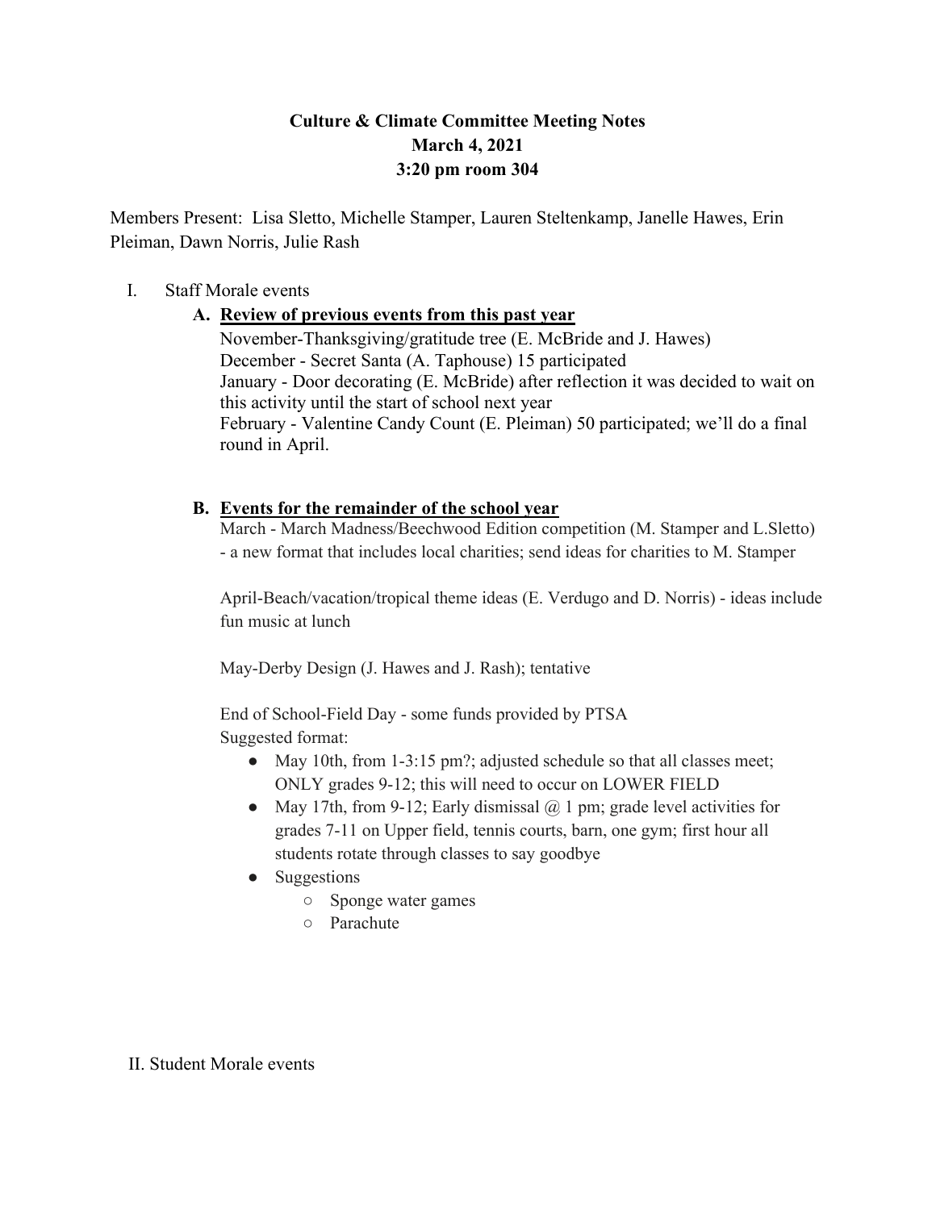# Culture & Climate Committee Meeting Notes
## March 4, 2021
## 3:20 pm room 304

Members Present: Lisa Sletto, Michelle Stamper, Lauren Steltenkamp, Janelle Hawes, Erin Pleiman, Dawn Norris, Julie Rash

I. Staff Morale events

**A. Review of previous events from this past year**

November-Thanksgiving/gratitude tree (E. McBride and J. Hawes)
December - Secret Santa (A. Taphouse) 15 participated
January - Door decorating (E. McBride) after reflection it was decided to wait on this activity until the start of school next year
February - Valentine Candy Count (E. Pleiman) 50 participated; we'll do a final round in April.

**B. Events for the remainder of the school year**

March - March Madness/Beechwood Edition competition (M. Stamper and L.Sletto) - a new format that includes local charities; send ideas for charities to M. Stamper

April-Beach/vacation/tropical theme ideas (E. Verdugo and D. Norris) - ideas include fun music at lunch

May-Derby Design (J. Hawes and J. Rash); tentative

End of School-Field Day - some funds provided by PTSA
Suggested format:

- May 10th, from 1-3:15 pm?; adjusted schedule so that all classes meet; ONLY grades 9-12; this will need to occur on LOWER FIELD
- May 17th, from 9-12; Early dismissal @ 1 pm; grade level activities for grades 7-11 on Upper field, tennis courts, barn, one gym; first hour all students rotate through classes to say goodbye
- Suggestions
  - Sponge water games
  - Parachute

II. Student Morale events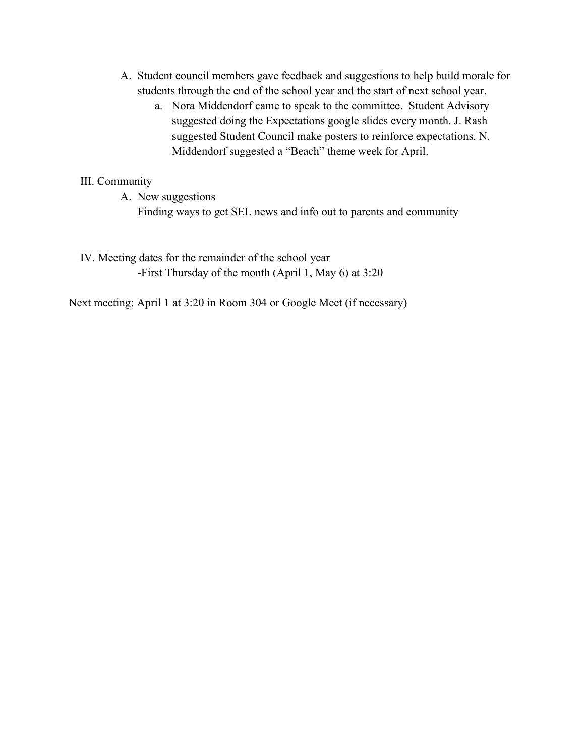A. Student council members gave feedback and suggestions to help build morale for students through the end of the school year and the start of next school year.
    a. Nora Middendorf came to speak to the committee. Student Advisory suggested doing the Expectations google slides every month. J. Rash suggested Student Council make posters to reinforce expectations. N. Middendorf suggested a "Beach" theme week for April.

III. Community

A. New suggestions
   Finding ways to get SEL news and info out to parents and community

IV. Meeting dates for the remainder of the school year

-First Thursday of the month (April 1, May 6) at 3:20

Next meeting: April 1 at 3:20 in Room 304 or Google Meet (if necessary)